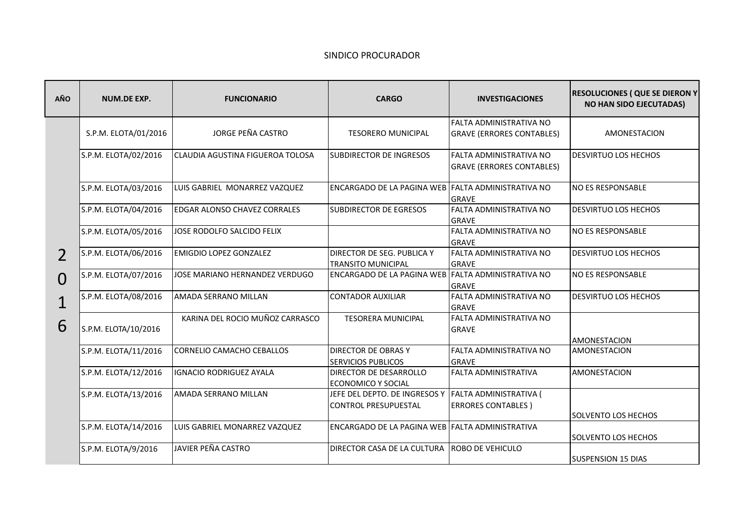SINDICO PROCURADOR

| AÑO | NUM.DE EXP. | FUNCIONARIO | CARGO | INVESTIGACIONES | RESOLUCIONES ( QUE SE DIERON Y NO HAN SIDO EJECUTADAS) |
|---|---|---|---|---|---|
| 2016 | S.P.M. ELOTA/01/2016 | JORGE PEÑA CASTRO | TESORERO MUNICIPAL | FALTA ADMINISTRATIVA NO GRAVE (ERRORES CONTABLES) | AMONESTACION |
| | S.P.M. ELOTA/02/2016 | CLAUDIA AGUSTINA FIGUEROA TOLOSA | SUBDIRECTOR DE INGRESOS | FALTA ADMINISTRATIVA NO GRAVE (ERRORES CONTABLES) | DESVIRTUO LOS HECHOS |
| | S.P.M. ELOTA/03/2016 | LUIS GABRIEL MONARREZ VAZQUEZ | ENCARGADO DE LA PAGINA WEB | FALTA ADMINISTRATIVA NO GRAVE | NO ES RESPONSABLE |
| | S.P.M. ELOTA/04/2016 | EDGAR ALONSO CHAVEZ CORRALES | SUBDIRECTOR DE EGRESOS | FALTA ADMINISTRATIVA NO GRAVE | DESVIRTUO LOS HECHOS |
| | S.P.M. ELOTA/05/2016 | JOSE RODOLFO SALCIDO FELIX | | FALTA ADMINISTRATIVA NO GRAVE | NO ES RESPONSABLE |
| | S.P.M. ELOTA/06/2016 | EMIGDIO LOPEZ GONZALEZ | DIRECTOR DE SEG. PUBLICA Y TRANSITO MUNICIPAL | FALTA ADMINISTRATIVA NO GRAVE | DESVIRTUO LOS HECHOS |
| | S.P.M. ELOTA/07/2016 | JOSE MARIANO HERNANDEZ VERDUGO | ENCARGADO DE LA PAGINA WEB | FALTA ADMINISTRATIVA NO GRAVE | NO ES RESPONSABLE |
| | S.P.M. ELOTA/08/2016 | AMADA SERRANO MILLAN | CONTADOR AUXILIAR | FALTA ADMINISTRATIVA NO GRAVE | DESVIRTUO LOS HECHOS |
| | S.P.M. ELOTA/10/2016 | KARINA DEL ROCIO MUÑOZ CARRASCO | TESORERA MUNICIPAL | FALTA ADMINISTRATIVA NO GRAVE | AMONESTACION |
| | S.P.M. ELOTA/11/2016 | CORNELIO CAMACHO CEBALLOS | DIRECTOR DE OBRAS Y SERVICIOS PUBLICOS | FALTA ADMINISTRATIVA NO GRAVE | AMONESTACION |
| | S.P.M. ELOTA/12/2016 | IGNACIO RODRIGUEZ AYALA | DIRECTOR DE DESARROLLO ECONOMICO Y SOCIAL | FALTA ADMINISTRATIVA | AMONESTACION |
| | S.P.M. ELOTA/13/2016 | AMADA SERRANO MILLAN | JEFE DEL DEPTO. DE INGRESOS Y CONTROL PRESUPUESTAL | FALTA ADMINISTRATIVA ( ERRORES CONTABLES ) | SOLVENTO LOS HECHOS |
| | S.P.M. ELOTA/14/2016 | LUIS GABRIEL MONARREZ VAZQUEZ | ENCARGADO DE LA PAGINA WEB | FALTA ADMINISTRATIVA | SOLVENTO LOS HECHOS |
| | S.P.M. ELOTA/9/2016 | JAVIER PEÑA CASTRO | DIRECTOR CASA DE LA CULTURA | ROBO DE VEHICULO | SUSPENSION 15 DIAS |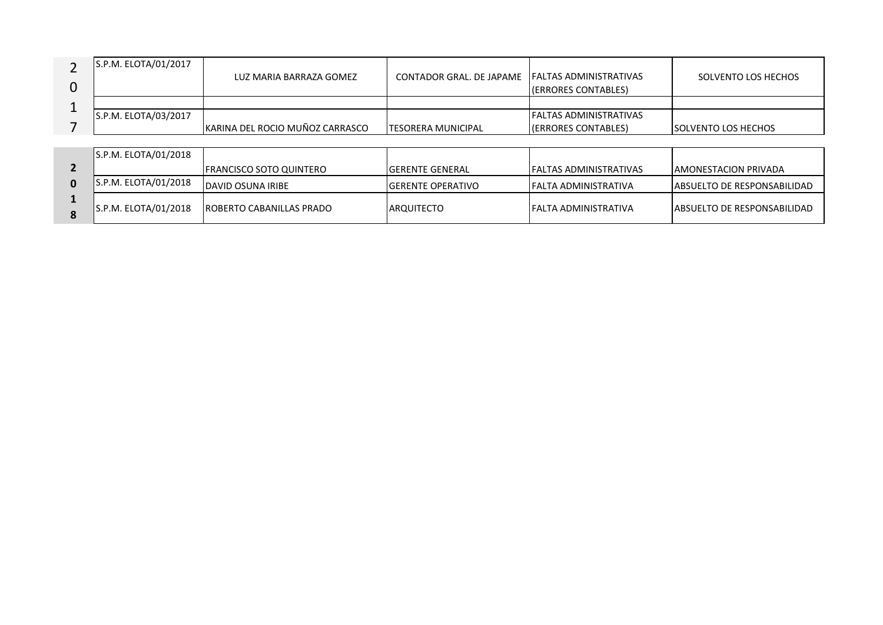| | | | | | |
|---|---|---|---|---|---|
| 2017 | S.P.M. ELOTA/01/2017 | LUZ MARIA BARRAZA GOMEZ | CONTADOR GRAL. DE JAPAME | FALTAS ADMINISTRATIVAS (ERRORES CONTABLES) | SOLVENTO LOS HECHOS |
| | | | | | |
| | S.P.M. ELOTA/03/2017 | KARINA DEL ROCIO MUÑOZ CARRASCO | TESORERA MUNICIPAL | FALTAS ADMINISTRATIVAS (ERRORES CONTABLES) | SOLVENTO LOS HECHOS |
| **2018** | S.P.M. ELOTA/01/2018 | FRANCISCO SOTO QUINTERO | GERENTE GENERAL | FALTAS ADMINISTRATIVAS | AMONESTACION PRIVADA |
| | S.P.M. ELOTA/01/2018 | DAVID OSUNA IRIBE | GERENTE OPERATIVO | FALTA ADMINISTRATIVA | ABSUELTO DE RESPONSABILIDAD |
| | S.P.M. ELOTA/01/2018 | ROBERTO CABANILLAS PRADO | ARQUITECTO | FALTA ADMINISTRATIVA | ABSUELTO DE RESPONSABILIDAD |